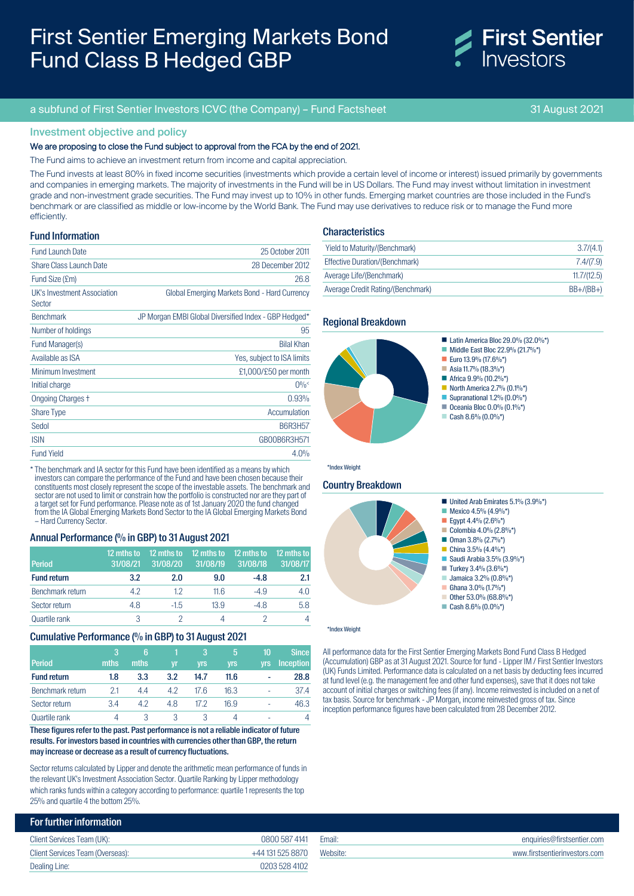# First Sentier Emerging Markets Bond Fund Class B Hedged GBP

First Sentier Investors

a subfund of First Sentier Investors ICVC (the Company) – Fund Factsheet

31 August 2021

## Investment objective and policy

**We are proposing to close the Fund subject to approval from the FCA by the end of 2021.**

The Fund aims to achieve an investment return from income and capital appreciation.

The Fund invests at least 80% in fixed income securities (investments which provide a certain level of income or interest) issued primarily by governments and companies in emerging markets. The majority of investments in the Fund will be in US Dollars. The Fund may invest without limitation in investment grade and non-investment grade securities. The Fund may invest up to 10% in other funds. Emerging market countries are those included in the Fund's benchmark or are classified as middle or low-income by the World Bank. The Fund may use derivatives to reduce risk or to manage the Fund more efficiently.

### Fund Information

| | |
|---|---|
| Fund Launch Date | 25 October 2011 |
| Share Class Launch Date | 28 December 2012 |
| Fund Size (£m) | 26.8 |
| UK's Investment Association Sector | Global Emerging Markets Bond - Hard Currency |
| Benchmark | JP Morgan EMBI Global Diversified Index - GBP Hedged* |
| Number of holdings | 95 |
| Fund Manager(s) | Bilal Khan |
| Available as ISA | Yes, subject to ISA limits |
| Minimum Investment | £1,000/£50 per month |
| Initial charge | 0%< |
| Ongoing Charges † | 0.93% |
| Share Type | Accumulation |
| Sedol | B6R3H57 |
| ISIN | GB00B6R3H571 |
| Fund Yield | 4.0% |

\* The benchmark and IA sector for this Fund have been identified as a means by which investors can compare the performance of the Fund and have been chosen because their constituents most closely represent the scope of the investable assets. The benchmark and sector are not used to limit or constrain how the portfolio is constructed nor are they part of a target set for Fund performance. Please note as of 1st January 2020 the fund changed from the IA Global Emerging Markets Bond Sector to the IA Global Emerging Markets Bond – Hard Currency Sector.

### Annual Performance (% in GBP) to 31 August 2021

| Period | 12 mths to 31/08/21 | 12 mths to 31/08/20 | 12 mths to 31/08/19 | 12 mths to 31/08/18 | 12 mths to 31/08/17 |
|---|---|---|---|---|---|
| **Fund return** | **3.2** | **2.0** | **9.0** | **-4.8** | **2.1** |
| Benchmark return | 4.2 | 1.2 | 11.6 | -4.9 | 4.0 |
| Sector return | 4.8 | -1.5 | 13.9 | -4.8 | 5.8 |
| Quartile rank | 3 | 2 | 4 | 2 | 4 |

### Cumulative Performance (% in GBP) to 31 August 2021

| Period | 3 mths | 6 mths | 1 yr | 3 yrs | 5 yrs | 10 yrs | Since Inception |
|---|---|---|---|---|---|---|---|
| **Fund return** | **1.8** | **3.3** | **3.2** | **14.7** | **11.6** | **-** | **28.8** |
| Benchmark return | 2.1 | 4.4 | 4.2 | 17.6 | 16.3 | - | 37.4 |
| Sector return | 3.4 | 4.2 | 4.8 | 17.2 | 16.9 | - | 46.3 |
| Quartile rank | 4 | 3 | 3 | 3 | 4 | - | 4 |

**These figures refer to the past. Past performance is not a reliable indicator of future results. For investors based in countries with currencies other than GBP, the return may increase or decrease as a result of currency fluctuations.**

Sector returns calculated by Lipper and denote the arithmetic mean performance of funds in the relevant UK's Investment Association Sector. Quartile Ranking by Lipper methodology which ranks funds within a category according to performance: quartile 1 represents the top 25% and quartile 4 the bottom 25%.

### Characteristics

| | |
|---|---|
| Yield to Maturity/(Benchmark) | 3.7/(4.1) |
| Effective Duration/(Benchmark) | 7.4/(7.9) |
| Average Life/(Benchmark) | 11.7/(12.5) |
| Average Credit Rating/(Benchmark) | BB+/(BB+) |

### Regional Breakdown

- Latin America Bloc 29.0% (32.0%*)
- Middle East Bloc 22.9% (21.7%*)
- Euro 13.9% (17.6%*)
- Asia 11.7% (18.3%*)
- Africa 9.9% (10.2%*)
- North America 2.7% (0.1%*)
- Supranational 1.2% (0.0%*)
- Oceania Bloc 0.0% (0.1%*)
- Cash 8.6% (0.0%*)

*Index Weight

### Country Breakdown

- United Arab Emirates 5.1% (3.9%*)
- Mexico 4.5% (4.9%*)
- Egypt 4.4% (2.6%*)
- Colombia 4.0% (2.8%*)
- Oman 3.8% (2.7%*)
- China 3.5% (4.4%*)
- Saudi Arabia 3.5% (3.9%*)
- Turkey 3.4% (3.6%*)
- Jamaica 3.2% (0.8%*)
- Ghana 3.0% (1.7%*)
- Other 53.0% (68.8%*)
- Cash 8.6% (0.0%*)

*Index Weight

All performance data for the First Sentier Emerging Markets Bond Fund Class B Hedged (Accumulation) GBP as at 31 August 2021. Source for fund - Lipper IM / First Sentier Investors (UK) Funds Limited. Performance data is calculated on a net basis by deducting fees incurred at fund level (e.g. the management fee and other fund expenses), save that it does not take account of initial charges or switching fees (if any). Income reinvested is included on a net of tax basis. Source for benchmark - JP Morgan, income reinvested gross of tax. Since inception performance figures have been calculated from 28 December 2012.

## For further information

| | |
|---|---|
| Client Services Team (UK): | 0800 587 4141 |
| Client Services Team (Overseas): | +44 131 525 8870 |
| Dealing Line: | 0203 528 4102 |
| Email: | enquiries@firstsentier.com |
| Website: | www.firstsentierinvestors.com |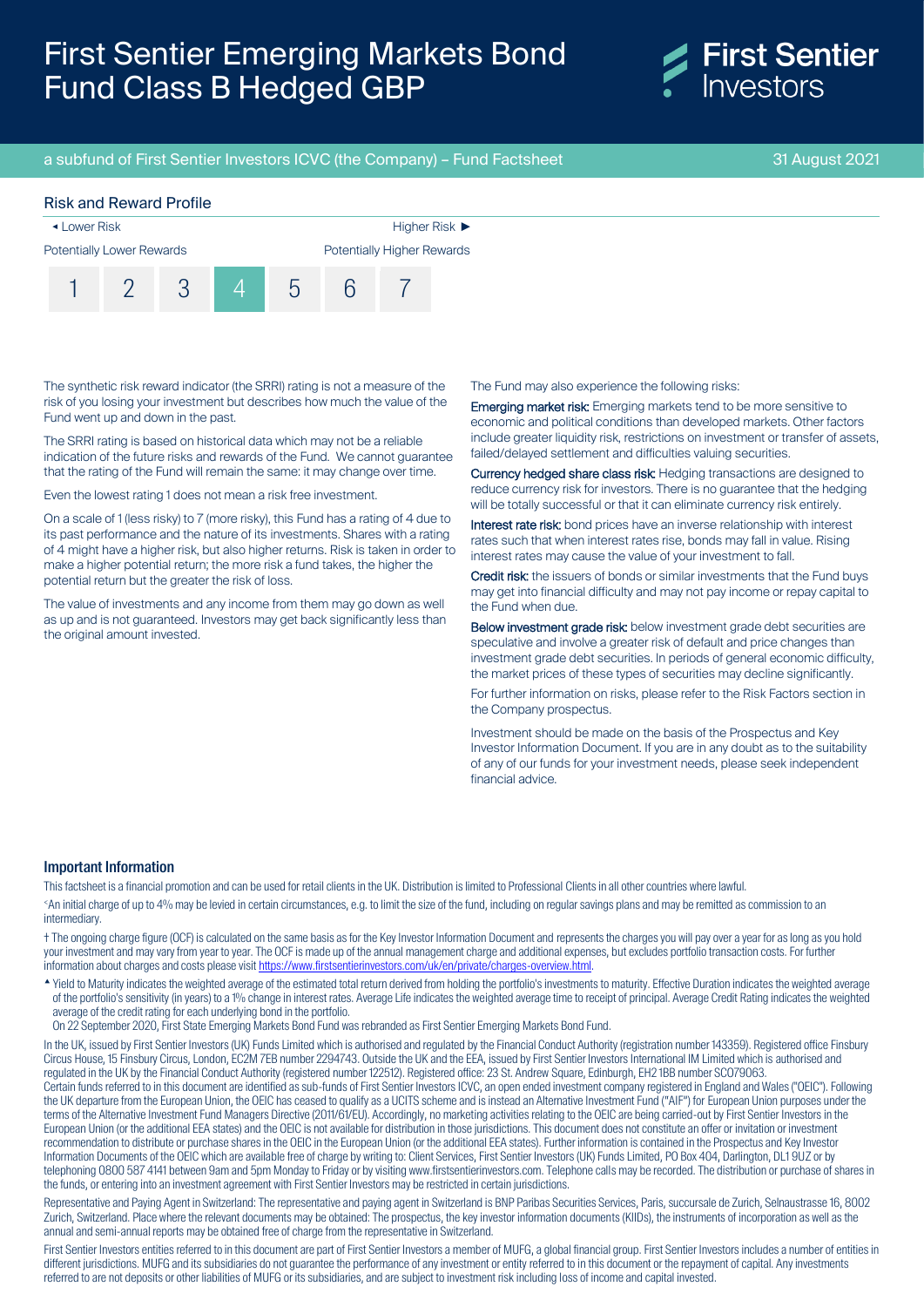# First Sentier Emerging Markets Bond Fund Class B Hedged GBP

First Sentier Investors

a subfund of First Sentier Investors ICVC (the Company) – Fund Factsheet

31 August 2021

## Risk and Reward Profile

◄ Lower Risk — Higher Risk ►

Potentially Lower Rewards — Potentially Higher Rewards

| 1 | 2 | 3 | 4 | 5 | 6 | 7 |
|---|---|---|---|---|---|---|

The synthetic risk reward indicator (the SRRI) rating is not a measure of the risk of you losing your investment but describes how much the value of the Fund went up and down in the past.

The SRRI rating is based on historical data which may not be a reliable indication of the future risks and rewards of the Fund. We cannot guarantee that the rating of the Fund will remain the same: it may change over time.

Even the lowest rating 1 does not mean a risk free investment.

On a scale of 1 (less risky) to 7 (more risky), this Fund has a rating of 4 due to its past performance and the nature of its investments. Shares with a rating of 4 might have a higher risk, but also higher returns. Risk is taken in order to make a higher potential return; the more risk a fund takes, the higher the potential return but the greater the risk of loss.

The value of investments and any income from them may go down as well as up and is not guaranteed. Investors may get back significantly less than the original amount invested.

The Fund may also experience the following risks:

**Emerging market risk:** Emerging markets tend to be more sensitive to economic and political conditions than developed markets. Other factors include greater liquidity risk, restrictions on investment or transfer of assets, failed/delayed settlement and difficulties valuing securities.

**Currency hedged share class risk:** Hedging transactions are designed to reduce currency risk for investors. There is no guarantee that the hedging will be totally successful or that it can eliminate currency risk entirely.

**Interest rate risk:** bond prices have an inverse relationship with interest rates such that when interest rates rise, bonds may fall in value. Rising interest rates may cause the value of your investment to fall.

**Credit risk:** the issuers of bonds or similar investments that the Fund buys may get into financial difficulty and may not pay income or repay capital to the Fund when due.

**Below investment grade risk:** below investment grade debt securities are speculative and involve a greater risk of default and price changes than investment grade debt securities. In periods of general economic difficulty, the market prices of these types of securities may decline significantly.

For further information on risks, please refer to the Risk Factors section in the Company prospectus.

Investment should be made on the basis of the Prospectus and Key Investor Information Document. If you are in any doubt as to the suitability of any of our funds for your investment needs, please seek independent financial advice.

## Important Information

This factsheet is a financial promotion and can be used for retail clients in the UK. Distribution is limited to Professional Clients in all other countries where lawful.

< An initial charge of up to 4% may be levied in certain circumstances, e.g. to limit the size of the fund, including on regular savings plans and may be remitted as commission to an intermediary.

† The ongoing charge figure (OCF) is calculated on the same basis as for the Key Investor Information Document and represents the charges you will pay over a year for as long as you hold your investment and may vary from year to year. The OCF is made up of the annual management charge and additional expenses, but excludes portfolio transaction costs. For further information about charges and costs please visit https://www.firstsentierinvestors.com/uk/en/private/charges-overview.html.

▲ Yield to Maturity indicates the weighted average of the estimated total return derived from holding the portfolio's investments to maturity. Effective Duration indicates the weighted average of the portfolio's sensitivity (in years) to a 1% change in interest rates. Average Life indicates the weighted average time to receipt of principal. Average Credit Rating indicates the weighted average of the credit rating for each underlying bond in the portfolio.
On 22 September 2020, First State Emerging Markets Bond Fund was rebranded as First Sentier Emerging Markets Bond Fund.

In the UK, issued by First Sentier Investors (UK) Funds Limited which is authorised and regulated by the Financial Conduct Authority (registration number 143359). Registered office Finsbury Circus House, 15 Finsbury Circus, London, EC2M 7EB number 2294743. Outside the UK and the EEA, issued by First Sentier Investors International IM Limited which is authorised and regulated in the UK by the Financial Conduct Authority (registered number 122512). Registered office: 23 St. Andrew Square, Edinburgh, EH2 1BB number SCO79063.
Certain funds referred to in this document are identified as sub-funds of First Sentier Investors ICVC, an open ended investment company registered in England and Wales ("OEIC"). Following the UK departure from the European Union, the OEIC has ceased to qualify as a UCITS scheme and is instead an Alternative Investment Fund ("AIF") for European Union purposes under the terms of the Alternative Investment Fund Managers Directive (2011/61/EU). Accordingly, no marketing activities relating to the OEIC are being carried-out by First Sentier Investors in the European Union (or the additional EEA states) and the OEIC is not available for distribution in those jurisdictions. This document does not constitute an offer or invitation or investment recommendation to distribute or purchase shares in the OEIC in the European Union (or the additional EEA states). Further information is contained in the Prospectus and Key Investor Information Documents of the OEIC which are available free of charge by writing to: Client Services, First Sentier Investors (UK) Funds Limited, PO Box 404, Darlington, DL1 9UZ or by telephoning 0800 587 4141 between 9am and 5pm Monday to Friday or by visiting www.firstsentierinvestors.com. Telephone calls may be recorded. The distribution or purchase of shares in the funds, or entering into an investment agreement with First Sentier Investors may be restricted in certain jurisdictions.

Representative and Paying Agent in Switzerland: The representative and paying agent in Switzerland is BNP Paribas Securities Services, Paris, succursale de Zurich, Selnaustrasse 16, 8002 Zurich, Switzerland. Place where the relevant documents may be obtained: The prospectus, the key investor information documents (KIIDs), the instruments of incorporation as well as the annual and semi-annual reports may be obtained free of charge from the representative in Switzerland.

First Sentier Investors entities referred to in this document are part of First Sentier Investors a member of MUFG, a global financial group. First Sentier Investors includes a number of entities in different jurisdictions. MUFG and its subsidiaries do not guarantee the performance of any investment or entity referred to in this document or the repayment of capital. Any investments referred to are not deposits or other liabilities of MUFG or its subsidiaries, and are subject to investment risk including loss of income and capital invested.